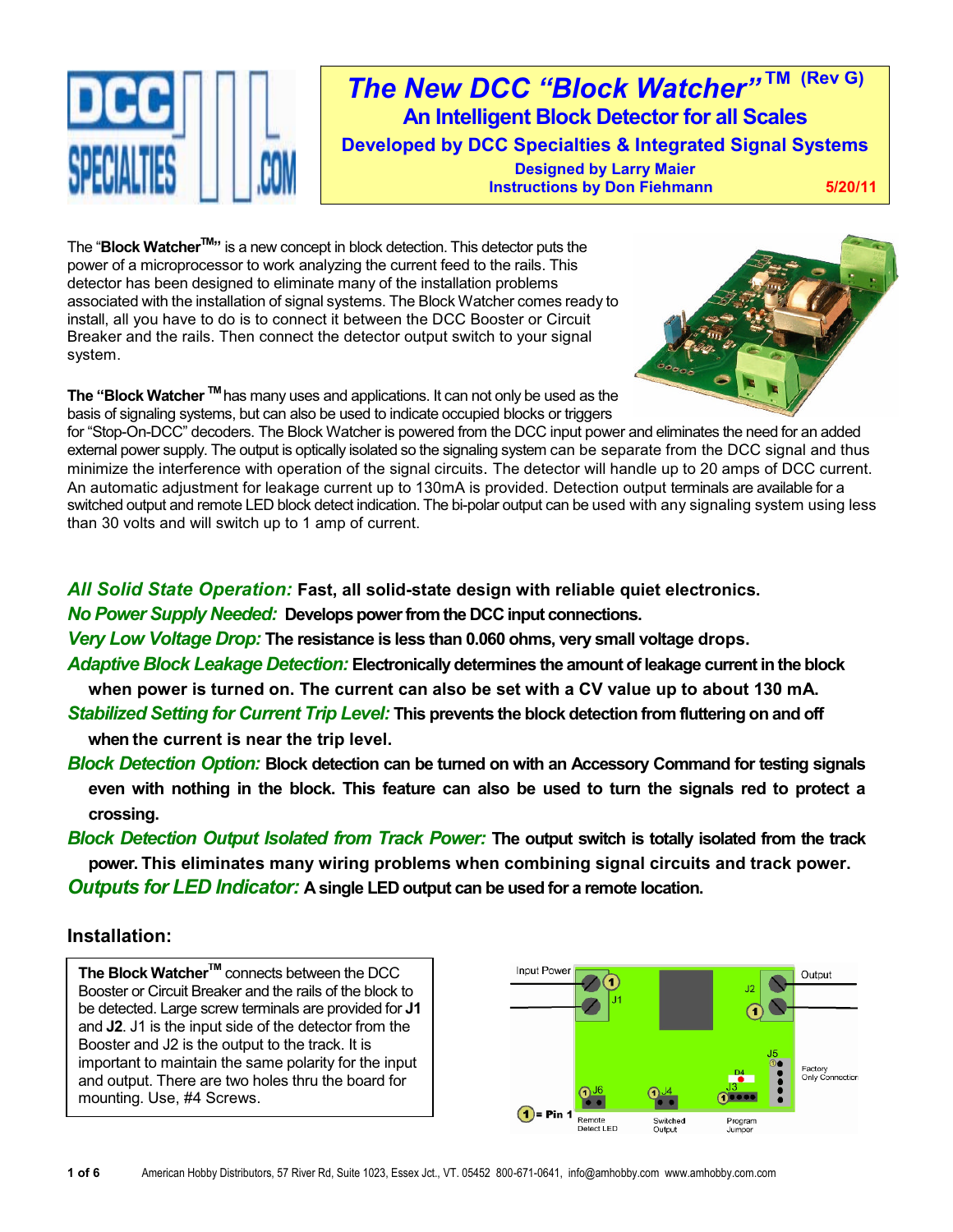# The New DCC "Block Watcher"™ (Rev G)

## An Intelligent Block Detector for all Scales

**Developed by DCC Specialties & Integrated Signal Systems**

**Designed by Larry Maier**
**Instructions by Don Fiehmann** **5/20/11**

The "**Block Watcher™**" is a new concept in block detection. This detector puts the power of a microprocessor to work analyzing the current feed to the rails. This detector has been designed to eliminate many of the installation problems associated with the installation of signal systems. The Block Watcher comes ready to install, all you have to do is to connect it between the DCC Booster or Circuit Breaker and the rails. Then connect the detector output switch to your signal system.

**The "Block Watcher ™** has many uses and applications. It can not only be used as the basis of signaling systems, but can also be used to indicate occupied blocks or triggers for "Stop-On-DCC" decoders. The Block Watcher is powered from the DCC input power and eliminates the need for an added external power supply. The output is optically isolated so the signaling system can be separate from the DCC signal and thus minimize the interference with operation of the signal circuits. The detector will handle up to 20 amps of DCC current. An automatic adjustment for leakage current up to 130mA is provided. Detection output terminals are available for a switched output and remote LED block detect indication. The bi-polar output can be used with any signaling system using less than 30 volts and will switch up to 1 amp of current.

*All Solid State Operation:* **Fast, all solid-state design with reliable quiet electronics.**

*No Power Supply Needed:* **Develops power from the DCC input connections.**

*Very Low Voltage Drop:* **The resistance is less than 0.060 ohms, very small voltage drops.**

*Adaptive Block Leakage Detection:* **Electronically determines the amount of leakage current in the block when power is turned on. The current can also be set with a CV value up to about 130 mA.**

*Stabilized Setting for Current Trip Level:* **This prevents the block detection from fluttering on and off when the current is near the trip level.**

*Block Detection Option:* **Block detection can be turned on with an Accessory Command for testing signals even with nothing in the block. This feature can also be used to turn the signals red to protect a crossing.**

*Block Detection Output Isolated from Track Power:* **The output switch is totally isolated from the track power. This eliminates many wiring problems when combining signal circuits and track power.**

*Outputs for LED Indicator:* **A single LED output can be used for a remote location.**

## Installation:

**The Block Watcher™** connects between the DCC Booster or Circuit Breaker and the rails of the block to be detected. Large screw terminals are provided for **J1** and **J2**. J1 is the input side of the detector from the Booster and J2 is the output to the track. It is important to maintain the same polarity for the input and output. There are two holes thru the board for mounting. Use, #4 Screws.

Input Power | J1 | J2 | Output | J5 | Factory Only Connection | D4 | J3 | J6 | J4 | (1) = Pin 1 | Remote Detect LED | Switched Output | Program Jumper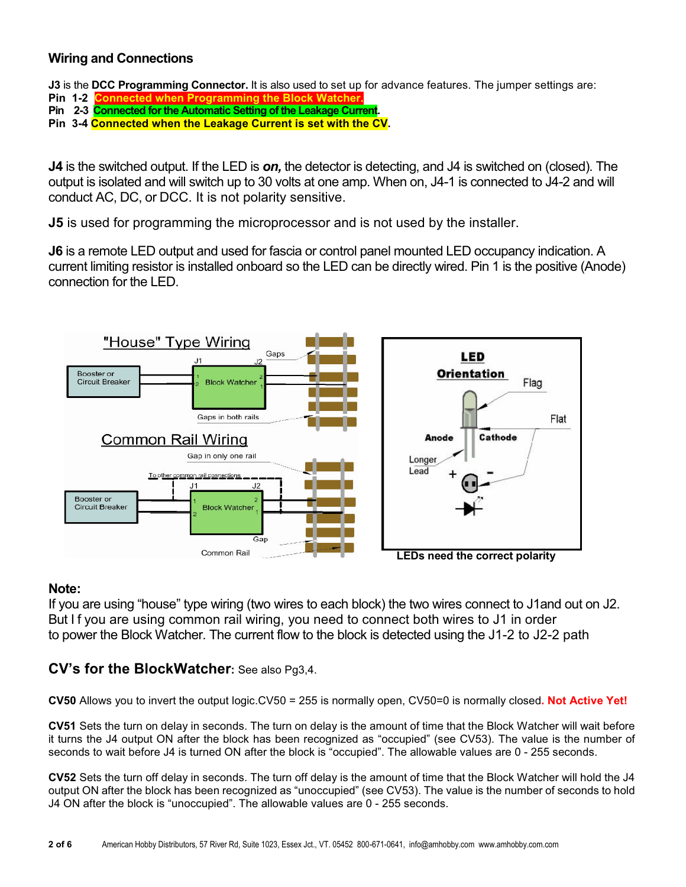## Wiring and Connections

**J3** is the **DCC Programming Connector.** It is also used to set up for advance features. The jumper settings are:
**Pin 1-2 Connected when Programming the Block Watcher.**
**Pin 2-3 Connected for the Automatic Setting of the Leakage Current.**
**Pin 3-4 Connected when the Leakage Current is set with the CV.**

**J4** is the switched output. If the LED is ***on,*** the detector is detecting, and J4 is switched on (closed). The output is isolated and will switch up to 30 volts at one amp. When on, J4-1 is connected to J4-2 and will conduct AC, DC, or DCC. It is not polarity sensitive.

**J5** is used for programming the microprocessor and is not used by the installer.

**J6** is a remote LED output and used for fascia or control panel mounted LED occupancy indication. A current limiting resistor is installed onboard so the LED can be directly wired. Pin 1 is the positive (Anode) connection for the LED.

LEDs need the correct polarity

**Note:**
If you are using "house" type wiring (two wires to each block) the two wires connect to J1and out on J2. But I f you are using common rail wiring, you need to connect both wires to J1 in order to power the Block Watcher. The current flow to the block is detected using the J1-2 to J2-2 path

## CV's for the BlockWatcher: See also Pg3,4.

**CV50** Allows you to invert the output logic.CV50 = 255 is normally open, CV50=0 is normally closed. **Not Active Yet!**

**CV51** Sets the turn on delay in seconds. The turn on delay is the amount of time that the Block Watcher will wait before it turns the J4 output ON after the block has been recognized as "occupied" (see CV53). The value is the number of seconds to wait before J4 is turned ON after the block is "occupied". The allowable values are 0 - 255 seconds.

**CV52** Sets the turn off delay in seconds. The turn off delay is the amount of time that the Block Watcher will hold the J4 output ON after the block has been recognized as "unoccupied" (see CV53). The value is the number of seconds to hold J4 ON after the block is "unoccupied". The allowable values are 0 - 255 seconds.

American Hobby Distributors, 57 River Rd, Suite 1023, Essex Jct., VT. 05452 800-671-0641, info@amhobby.com www.amhobby.com.com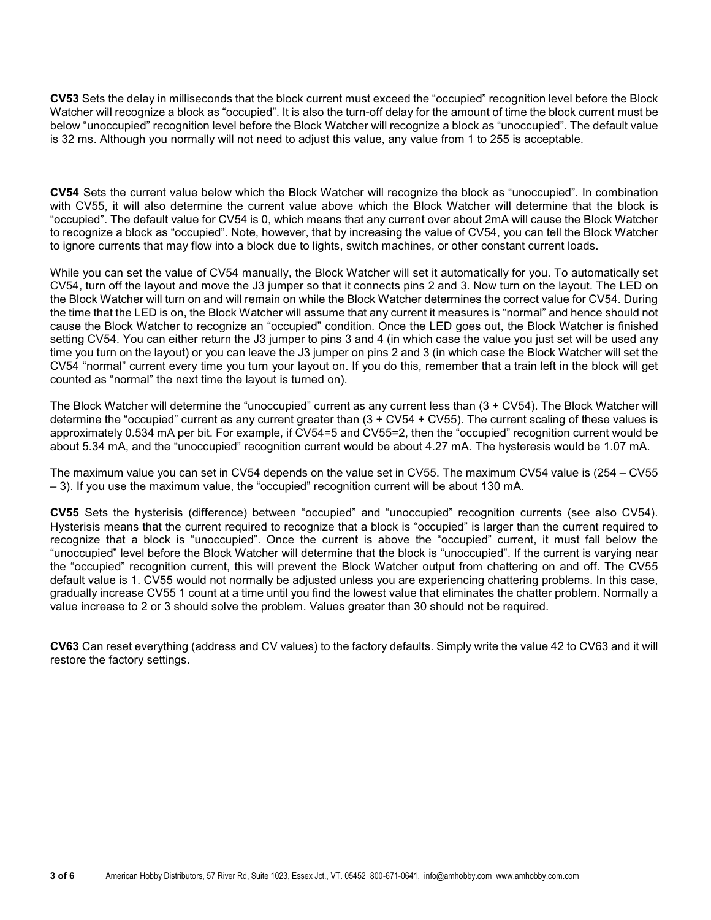**CV53** Sets the delay in milliseconds that the block current must exceed the "occupied" recognition level before the Block Watcher will recognize a block as "occupied". It is also the turn-off delay for the amount of time the block current must be below "unoccupied" recognition level before the Block Watcher will recognize a block as "unoccupied". The default value is 32 ms. Although you normally will not need to adjust this value, any value from 1 to 255 is acceptable.

**CV54** Sets the current value below which the Block Watcher will recognize the block as "unoccupied". In combination with CV55, it will also determine the current value above which the Block Watcher will determine that the block is "occupied". The default value for CV54 is 0, which means that any current over about 2mA will cause the Block Watcher to recognize a block as "occupied". Note, however, that by increasing the value of CV54, you can tell the Block Watcher to ignore currents that may flow into a block due to lights, switch machines, or other constant current loads.

While you can set the value of CV54 manually, the Block Watcher will set it automatically for you. To automatically set CV54, turn off the layout and move the J3 jumper so that it connects pins 2 and 3. Now turn on the layout. The LED on the Block Watcher will turn on and will remain on while the Block Watcher determines the correct value for CV54. During the time that the LED is on, the Block Watcher will assume that any current it measures is "normal" and hence should not cause the Block Watcher to recognize an "occupied" condition. Once the LED goes out, the Block Watcher is finished setting CV54. You can either return the J3 jumper to pins 3 and 4 (in which case the value you just set will be used any time you turn on the layout) or you can leave the J3 jumper on pins 2 and 3 (in which case the Block Watcher will set the CV54 "normal" current <u>every</u> time you turn your layout on. If you do this, remember that a train left in the block will get counted as "normal" the next time the layout is turned on).

The Block Watcher will determine the "unoccupied" current as any current less than (3 + CV54). The Block Watcher will determine the "occupied" current as any current greater than (3 + CV54 + CV55). The current scaling of these values is approximately 0.534 mA per bit. For example, if CV54=5 and CV55=2, then the "occupied" recognition current would be about 5.34 mA, and the "unoccupied" recognition current would be about 4.27 mA. The hysteresis would be 1.07 mA.

The maximum value you can set in CV54 depends on the value set in CV55. The maximum CV54 value is (254 – CV55 – 3). If you use the maximum value, the "occupied" recognition current will be about 130 mA.

**CV55** Sets the hysterisis (difference) between "occupied" and "unoccupied" recognition currents (see also CV54). Hysterisis means that the current required to recognize that a block is "occupied" is larger than the current required to recognize that a block is "unoccupied". Once the current is above the "occupied" current, it must fall below the "unoccupied" level before the Block Watcher will determine that the block is "unoccupied". If the current is varying near the "occupied" recognition current, this will prevent the Block Watcher output from chattering on and off. The CV55 default value is 1. CV55 would not normally be adjusted unless you are experiencing chattering problems. In this case, gradually increase CV55 1 count at a time until you find the lowest value that eliminates the chatter problem. Normally a value increase to 2 or 3 should solve the problem. Values greater than 30 should not be required.

**CV63** Can reset everything (address and CV values) to the factory defaults. Simply write the value 42 to CV63 and it will restore the factory settings.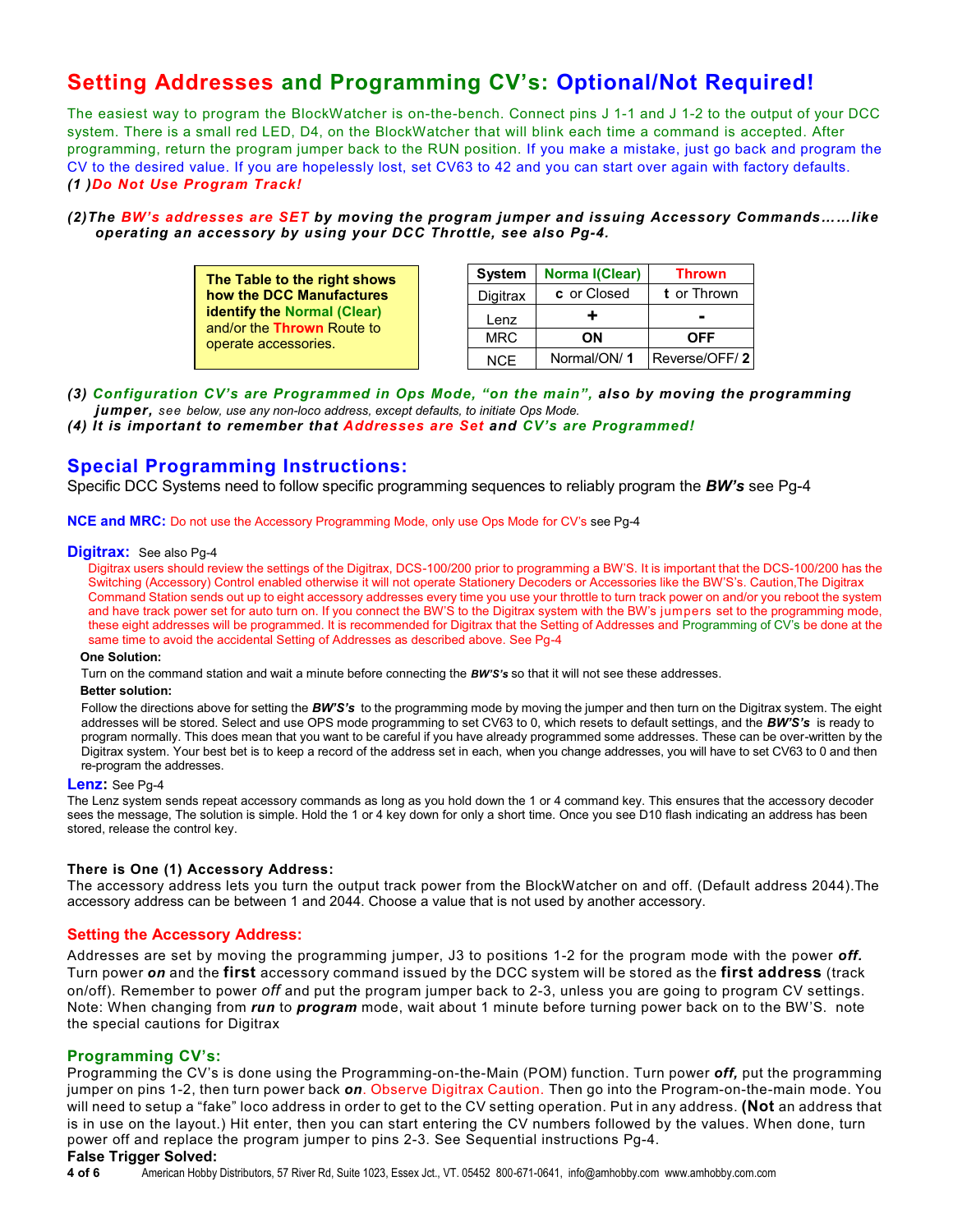# Setting Addresses and Programming CV's: Optional/Not Required!

The easiest way to program the BlockWatcher is on-the-bench. Connect pins J 1-1 and J 1-2 to the output of your DCC system. There is a small red LED, D4, on the BlockWatcher that will blink each time a command is accepted. After programming, return the program jumper back to the RUN position. If you make a mistake, just go back and program the CV to the desired value. If you are hopelessly lost, set CV63 to 42 and you can start over again with factory defaults.

***(1 )Do Not Use Program Track!***

***(2)The BW's addresses are SET by moving the program jumper and issuing Accessory Commands……like operating an accessory by using your DCC Throttle, see also Pg-4.***

**The Table to the right shows how the DCC Manufactures identify the Normal (Clear) and/or the Thrown Route to operate accessories.**

| System | Norma l(Clear) | Thrown |
|---|---|---|
| Digitrax | **c** or Closed | **t** or Thrown |
| Lenz | **+** | **-** |
| MRC | **ON** | **OFF** |
| NCE | Normal/ON/ **1** | Reverse/OFF/ **2** |

***(3) Configuration CV's are Programmed in Ops Mode, "on the main", also by moving the programming jumper,*** *see below, use any non-loco address, except defaults, to initiate Ops Mode.*

***(4) It is important to remember that Addresses are Set and CV's are Programmed!***

## Special Programming Instructions:

Specific DCC Systems need to follow specific programming sequences to reliably program the ***BW's*** see Pg-4

**NCE and MRC:** Do not use the Accessory Programming Mode, only use Ops Mode for CV's see Pg-4

**Digitrax:** See also Pg-4

Digitrax users should review the settings of the Digitrax, DCS-100/200 prior to programming a BW'S. It is important that the DCS-100/200 has the Switching (Accessory) Control enabled otherwise it will not operate Stationery Decoders or Accessories like the BW'S's. Caution,The Digitrax Command Station sends out up to eight accessory addresses every time you use your throttle to turn track power on and/or you reboot the system and have track power set for auto turn on. If you connect the BW'S to the Digitrax system with the BW's jumpers set to the programming mode, these eight addresses will be programmed. It is recommended for Digitrax that the Setting of Addresses and Programming of CV's be done at the same time to avoid the accidental Setting of Addresses as described above. See Pg-4

**One Solution:**

Turn on the command station and wait a minute before connecting the ***BW'S's*** so that it will not see these addresses.

**Better solution:**

Follow the directions above for setting the ***BW'S's*** to the programming mode by moving the jumper and then turn on the Digitrax system. The eight addresses will be stored. Select and use OPS mode programming to set CV63 to 0, which resets to default settings, and the ***BW'S's*** is ready to program normally. This does mean that you want to be careful if you have already programmed some addresses. These can be over-written by the Digitrax system. Your best bet is to keep a record of the address set in each, when you change addresses, you will have to set CV63 to 0 and then re-program the addresses.

**Lenz:** See Pg-4

The Lenz system sends repeat accessory commands as long as you hold down the 1 or 4 command key. This ensures that the accessory decoder sees the message, The solution is simple. Hold the 1 or 4 key down for only a short time. Once you see D10 flash indicating an address has been stored, release the control key.

### There is One (1) Accessory Address:

The accessory address lets you turn the output track power from the BlockWatcher on and off. (Default address 2044).The accessory address can be between 1 and 2044. Choose a value that is not used by another accessory.

### Setting the Accessory Address:

Addresses are set by moving the programming jumper, J3 to positions 1-2 for the program mode with the power ***off.*** Turn power ***on*** and the **first** accessory command issued by the DCC system will be stored as the **first address** (track on/off). Remember to power *off* and put the program jumper back to 2-3, unless you are going to program CV settings. Note: When changing from ***run*** to ***program*** mode, wait about 1 minute before turning power back on to the BW'S. note the special cautions for Digitrax

### Programming CV's:

Programming the CV's is done using the Programming-on-the-Main (POM) function. Turn power ***off,*** put the programming jumper on pins 1-2, then turn power back ***on***. Observe Digitrax Caution. Then go into the Program-on-the-main mode. You will need to setup a "fake" loco address in order to get to the CV setting operation. Put in any address. **(Not** an address that is in use on the layout.) Hit enter, then you can start entering the CV numbers followed by the values. When done, turn power off and replace the program jumper to pins 2-3. See Sequential instructions Pg-4.

**False Trigger Solved:**

American Hobby Distributors, 57 River Rd, Suite 1023, Essex Jct., VT. 05452 800-671-0641, info@amhobby.com www.amhobby.com.com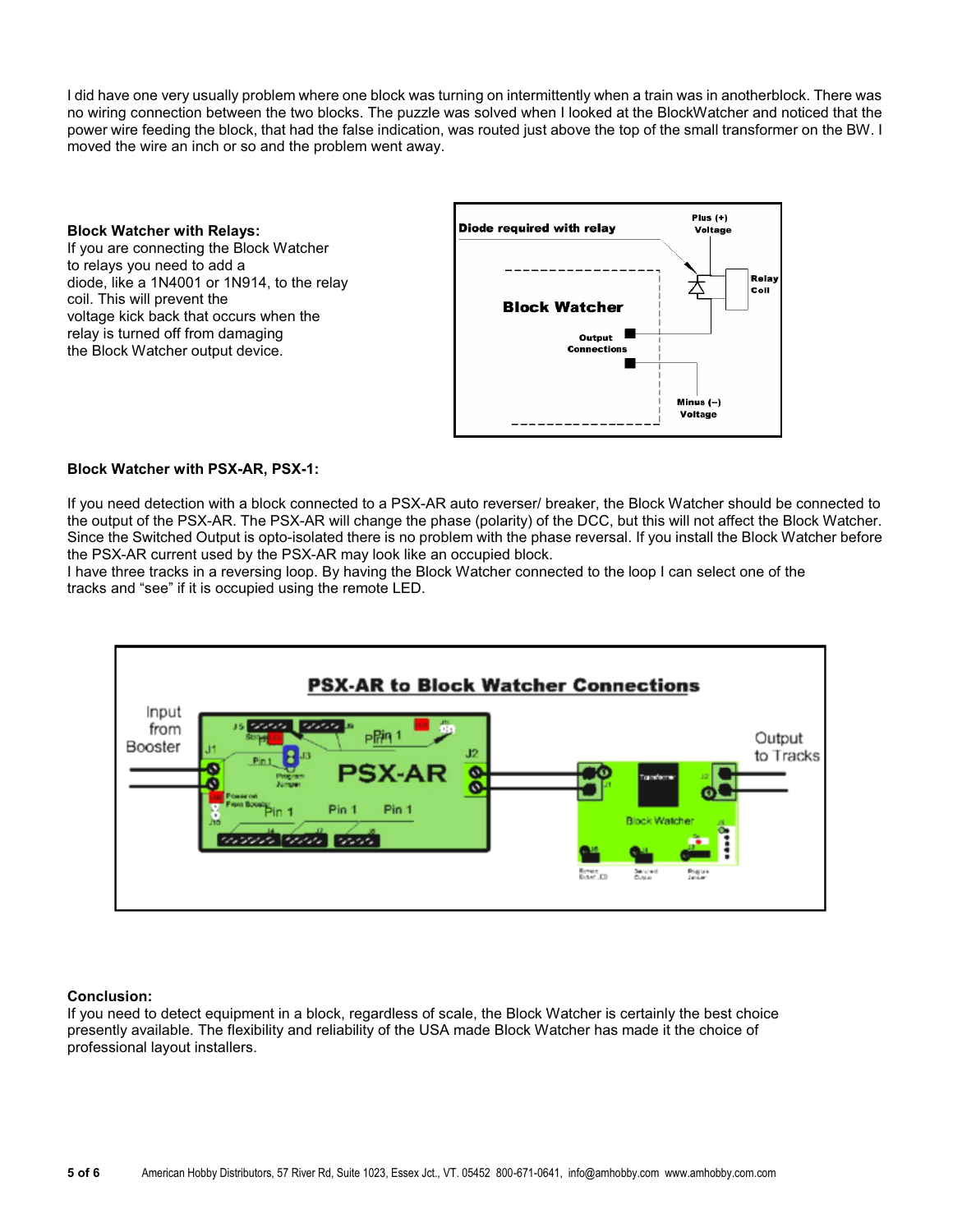I did have one very usually problem where one block was turning on intermittently when a train was in anotherblock. There was no wiring connection between the two blocks. The puzzle was solved when I looked at the BlockWatcher and noticed that the power wire feeding the block, that had the false indication, was routed just above the top of the small transformer on the BW. I moved the wire an inch or so and the problem went away.

**Block Watcher with Relays:**
If you are connecting the Block Watcher to relays you need to add a diode, like a 1N4001 or 1N914, to the relay coil. This will prevent the voltage kick back that occurs when the relay is turned off from damaging the Block Watcher output device.

**Diode required with relay**

Plus (+) Voltage

Relay Coil

Block Watcher

Output Connections

Minus (–) Voltage

**Block Watcher with PSX-AR, PSX-1:**

If you need detection with a block connected to a PSX-AR auto reverser/ breaker, the Block Watcher should be connected to the output of the PSX-AR. The PSX-AR will change the phase (polarity) of the DCC, but this will not affect the Block Watcher. Since the Switched Output is opto-isolated there is no problem with the phase reversal. If you install the Block Watcher before the PSX-AR current used by the PSX-AR may look like an occupied block.
I have three tracks in a reversing loop. By having the Block Watcher connected to the loop I can select one of the tracks and "see" if it is occupied using the remote LED.

**PSX-AR to Block Watcher Connections**

Input from Booster

Output to Tracks

**Conclusion:**
If you need to detect equipment in a block, regardless of scale, the Block Watcher is certainly the best choice presently available. The flexibility and reliability of the USA made Block Watcher has made it the choice of professional layout installers.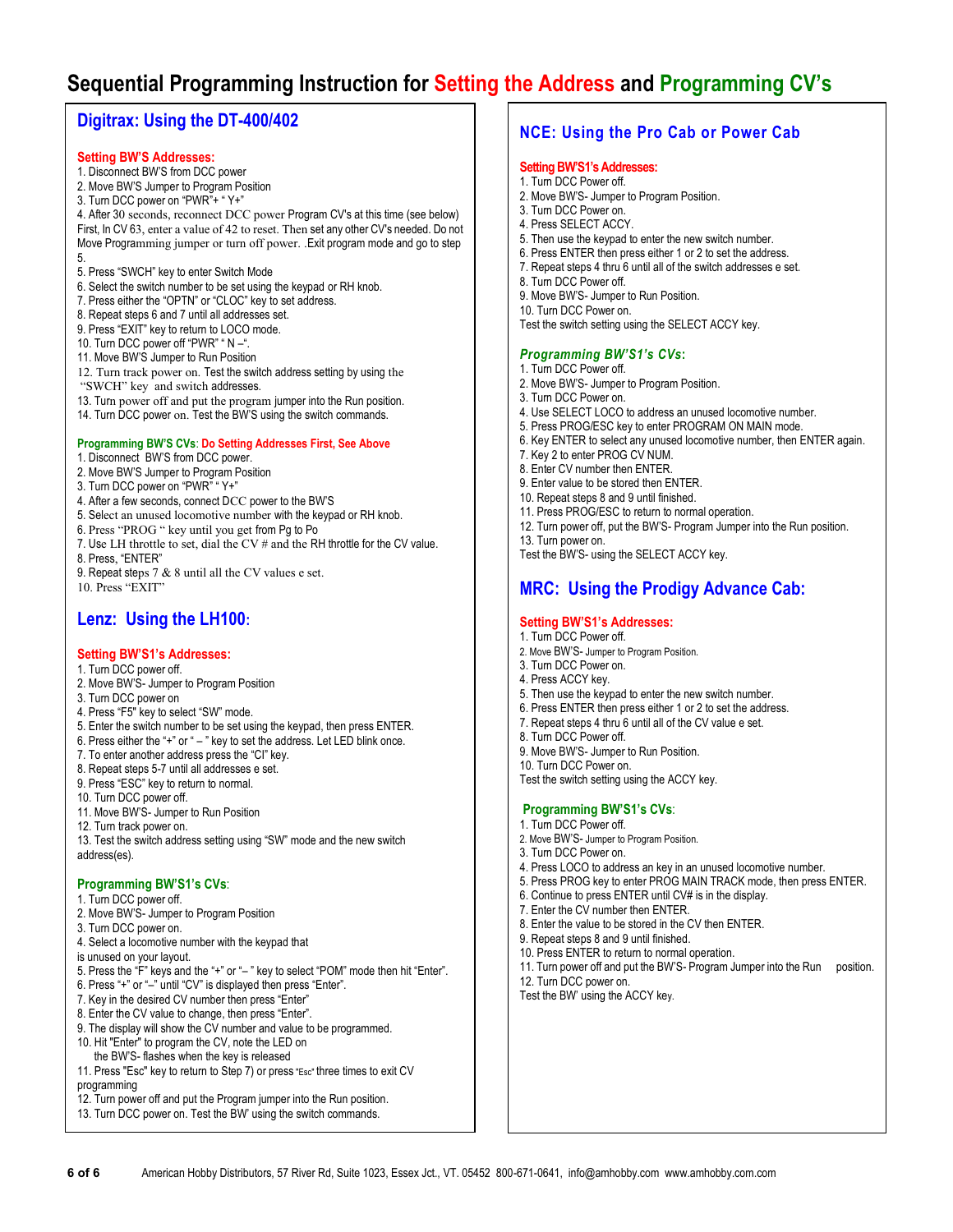# Sequential Programming Instruction for Setting the Address and Programming CV's

## Digitrax: Using the DT-400/402

### Setting BW'S Addresses:

1. Disconnect BW'S from DCC power
2. Move BW'S Jumper to Program Position
3. Turn DCC power on "PWR"+ " Y+"
4. After 30 seconds, reconnect DCC power Program CV's at this time (see below) First, In CV 63, enter a value of 42 to reset. Then set any other CV's needed. Do not Move Programming jumper or turn off power. .Exit program mode and go to step 5.
5. Press "SWCH" key to enter Switch Mode
6. Select the switch number to be set using the keypad or RH knob.
7. Press either the "OPTN" or "CLOC" key to set address.
8. Repeat steps 6 and 7 until all addresses set.
9. Press "EXIT" key to return to LOCO mode.
10. Turn DCC power off "PWR" " N –".
11. Move BW'S Jumper to Run Position
12. Turn track power on. Test the switch address setting by using the "SWCH" key and switch addresses.
13. Turn power off and put the program jumper into the Run position.
14. Turn DCC power on. Test the BW'S using the switch commands.

### Programming BW'S CVs: Do Setting Addresses First, See Above

1. Disconnect BW'S from DCC power.
2. Move BW'S Jumper to Program Position
3. Turn DCC power on "PWR" " Y+"
4. After a few seconds, connect DCC power to the BW'S
5. Select an unused locomotive number with the keypad or RH knob.
6. Press "PROG " key until you get from Pg to Po
7. Use LH throttle to set, dial the CV # and the RH throttle for the CV value.
8. Press, "ENTER"
9. Repeat steps 7 & 8 until all the CV values e set.
10. Press "EXIT"

## Lenz: Using the LH100:

### Setting BW'S1's Addresses:

1. Turn DCC power off.
2. Move BW'S- Jumper to Program Position
3. Turn DCC power on
4. Press "F5" key to select "SW" mode.
5. Enter the switch number to be set using the keypad, then press ENTER.
6. Press either the "+" or " – " key to set the address. Let LED blink once.
7. To enter another address press the "Cl" key.
8. Repeat steps 5-7 until all addresses e set.
9. Press "ESC" key to return to normal.
10. Turn DCC power off.
11. Move BW'S- Jumper to Run Position
12. Turn track power on.
13. Test the switch address setting using "SW" mode and the new switch address(es).

### Programming BW'S1's CVs:

1. Turn DCC power off.
2. Move BW'S- Jumper to Program Position
3. Turn DCC power on.
4. Select a locomotive number with the keypad that is unused on your layout.
5. Press the "F" keys and the "+" or "– " key to select "POM" mode then hit "Enter".
6. Press "+" or "–" until "CV" is displayed then press "Enter".
7. Key in the desired CV number then press "Enter"
8. Enter the CV value to change, then press "Enter".
9. The display will show the CV number and value to be programmed.
10. Hit "Enter" to program the CV, note the LED on the BW'S- flashes when the key is released
11. Press "Esc" key to return to Step 7) or press "Esc" three times to exit CV programming
12. Turn power off and put the Program jumper into the Run position.
13. Turn DCC power on. Test the BW' using the switch commands.

## NCE: Using the Pro Cab or Power Cab

### Setting BW'S1's Addresses:

1. Turn DCC Power off.
2. Move BW'S- Jumper to Program Position.
3. Turn DCC Power on.
4. Press SELECT ACCY.
5. Then use the keypad to enter the new switch number.
6. Press ENTER then press either 1 or 2 to set the address.
7. Repeat steps 4 thru 6 until all of the switch addresses e set.
8. Turn DCC Power off.
9. Move BW'S- Jumper to Run Position.
10. Turn DCC Power on.

Test the switch setting using the SELECT ACCY key.

### Programming BW'S1's CVs:

1. Turn DCC Power off.
2. Move BW'S- Jumper to Program Position.
3. Turn DCC Power on.
4. Use SELECT LOCO to address an unused locomotive number.
5. Press PROG/ESC key to enter PROGRAM ON MAIN mode.
6. Key ENTER to select any unused locomotive number, then ENTER again.
7. Key 2 to enter PROG CV NUM.
8. Enter CV number then ENTER.
9. Enter value to be stored then ENTER.
10. Repeat steps 8 and 9 until finished.
11. Press PROG/ESC to return to normal operation.
12. Turn power off, put the BW'S- Program Jumper into the Run position.
13. Turn power on.

Test the BW'S- using the SELECT ACCY key.

## MRC: Using the Prodigy Advance Cab:

### Setting BW'S1's Addresses:

1. Turn DCC Power off.
2. Move BW'S- Jumper to Program Position.
3. Turn DCC Power on.
4. Press ACCY key.
5. Then use the keypad to enter the new switch number.
6. Press ENTER then press either 1 or 2 to set the address.
7. Repeat steps 4 thru 6 until all of the CV value e set.
8. Turn DCC Power off.
9. Move BW'S- Jumper to Run Position.
10. Turn DCC Power on.

Test the switch setting using the ACCY key.

### Programming BW'S1's CVs:

1. Turn DCC Power off.
2. Move BW'S- Jumper to Program Position.
3. Turn DCC Power on.
4. Press LOCO to address an key in an unused locomotive number.
5. Press PROG key to enter PROG MAIN TRACK mode, then press ENTER.
6. Continue to press ENTER until CV# is in the display.
7. Enter the CV number then ENTER.
8. Enter the value to be stored in the CV then ENTER.
9. Repeat steps 8 and 9 until finished.
10. Press ENTER to return to normal operation.
11. Turn power off and put the BW'S- Program Jumper into the Run position.
12. Turn DCC power on.

Test the BW' using the ACCY key.

American Hobby Distributors, 57 River Rd, Suite 1023, Essex Jct., VT. 05452 800-671-0641, info@amhobby.com www.amhobby.com.com